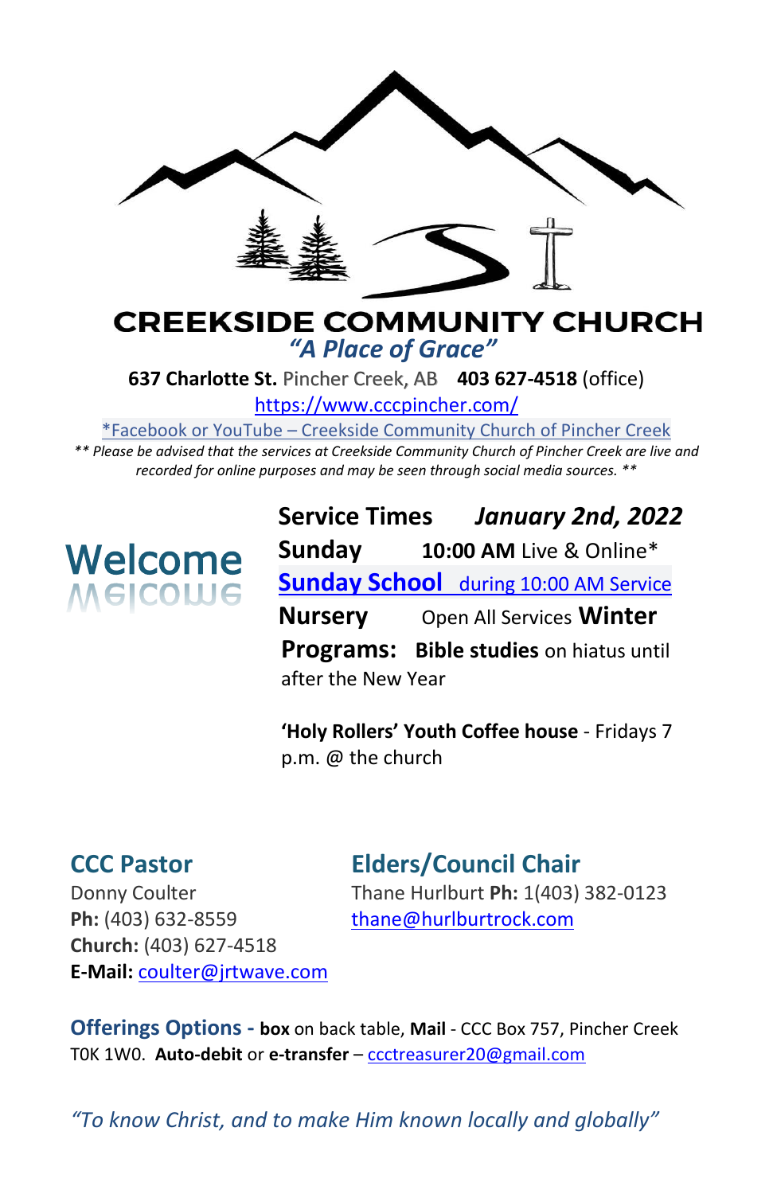# CREEKSIDE COMMUNITY CHURCH

*"A Place of Grace"*

**637 Charlotte St.** Pincher Creek, AB **403 627-4518** (office)

https://www.cccpincher.com/

*Facebook or YouTube – Creekside Community Church of Pincher Creek

*** Please be advised that the services at Creekside Community Church of Pincher Creek are live and recorded for online purposes and may be seen through social media sources. ***

## Welcome

**Service Times** ***January 2nd, 2022***

**Sunday** **10:00 AM** Live & Online*

**Sunday School** during 10:00 AM Service

**Nursery** Open All Services

**Winter Programs:** **Bible studies** on hiatus until after the New Year

**'Holy Rollers' Youth Coffee house** - Fridays 7 p.m. @ the church

## CCC Pastor

Donny Coulter
**Ph:** (403) 632-8559
**Church:** (403) 627-4518
**E-Mail:** coulter@jrtwave.com

## Elders/Council Chair

Thane Hurlburt **Ph:** 1(403) 382-0123
thane@hurlburtrock.com

**Offerings Options -** **box** on back table, **Mail** - CCC Box 757, Pincher Creek T0K 1W0. **Auto-debit** or **e-transfer** – ccctreasurer20@gmail.com

*"To know Christ, and to make Him known locally and globally"*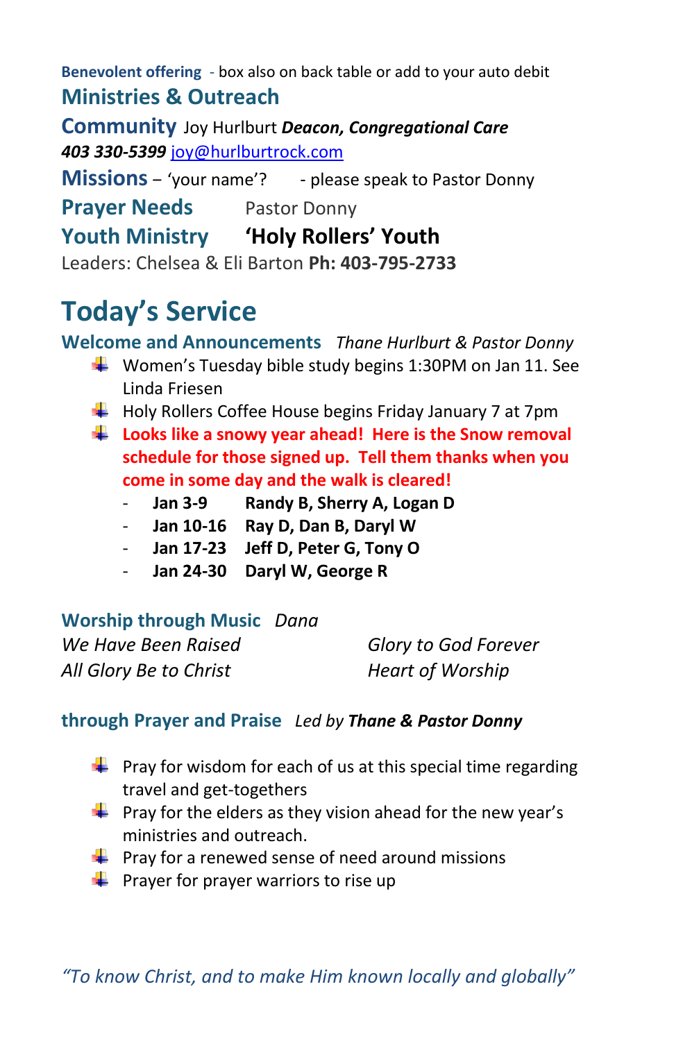**Benevolent offering** - box also on back table or add to your auto debit

## Ministries & Outreach

**Community** Joy Hurlburt ***Deacon, Congregational Care***
***403 330-5399*** joy@hurlburtrock.com

**Missions** – 'your name'? - please speak to Pastor Donny

**Prayer Needs** Pastor Donny

**Youth Ministry** **'Holy Rollers' Youth**
Leaders: Chelsea & Eli Barton **Ph: 403-795-2733**

# Today's Service

**Welcome and Announcements** *Thane Hurlbut & Pastor Donny*

- Women's Tuesday bible study begins 1:30PM on Jan 11. See Linda Friesen
- Holy Rollers Coffee House begins Friday January 7 at 7pm
- **Looks like a snowy year ahead! Here is the Snow removal schedule for those signed up. Tell them thanks when you come in some day and the walk is cleared!**
  - **Jan 3-9** **Randy B, Sherry A, Logan D**
  - **Jan 10-16** **Ray D, Dan B, Daryl W**
  - **Jan 17-23** **Jeff D, Peter G, Tony O**
  - **Jan 24-30** **Daryl W, George R**

**Worship through Music** *Dana*

*We Have Been Raised*
*All Glory Be to Christ*
*Glory to God Forever*
*Heart of Worship*

**through Prayer and Praise** *Led by* ***Thane & Pastor Donny***

- Pray for wisdom for each of us at this special time regarding travel and get-togethers
- Pray for the elders as they vision ahead for the new year's ministries and outreach.
- Pray for a renewed sense of need around missions
- Prayer for prayer warriors to rise up

*"To know Christ, and to make Him known locally and globally"*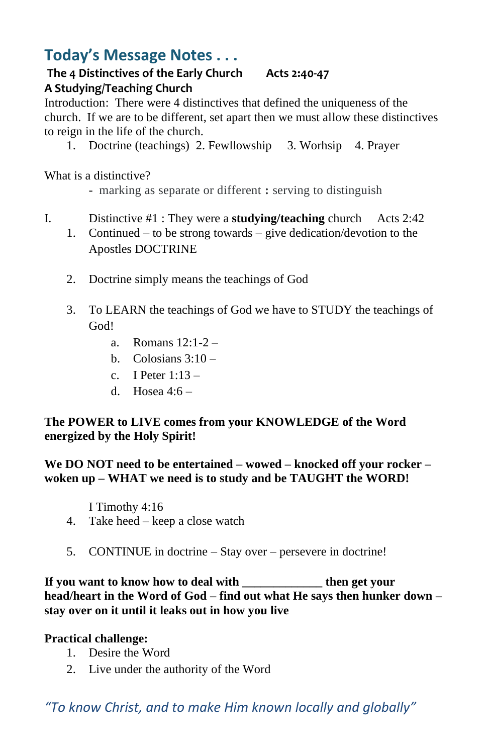## Today's Message Notes . . .

**The 4 Distinctives of the Early Church      Acts 2:40-47**

**A Studying/Teaching Church**

Introduction: There were 4 distinctives that defined the uniqueness of the church. If we are to be different, set apart then we must allow these distinctives to reign in the life of the church.

1. Doctrine (teachings) 2. Fewllowship 3. Worhsip 4. Prayer

What is a distinctive?

- marking as separate or different **:** serving to distinguish

I. Distinctive #1 : They were a **studying/teaching** church     Acts 2:42

1. Continued – to be strong towards – give dedication/devotion to the Apostles DOCTRINE

2. Doctrine simply means the teachings of God

3. To LEARN the teachings of God we have to STUDY the teachings of God!
   a. Romans 12:1-2 –
   b. Colosians 3:10 –
   c. I Peter 1:13 –
   d. Hosea 4:6 –

**The POWER to LIVE comes from your KNOWLEDGE of the Word energized by the Holy Spirit!**

**We DO NOT need to be entertained – wowed – knocked off your rocker – woken up – WHAT we need is to study and be TAUGHT the WORD!**

I Timothy 4:16

4. Take heed – keep a close watch

5. CONTINUE in doctrine – Stay over – persevere in doctrine!

**If you want to know how to deal with _____________ then get your head/heart in the Word of God – find out what He says then hunker down – stay over on it until it leaks out in how you live**

**Practical challenge:**

1. Desire the Word
2. Live under the authority of the Word

*"To know Christ, and to make Him known locally and globally"*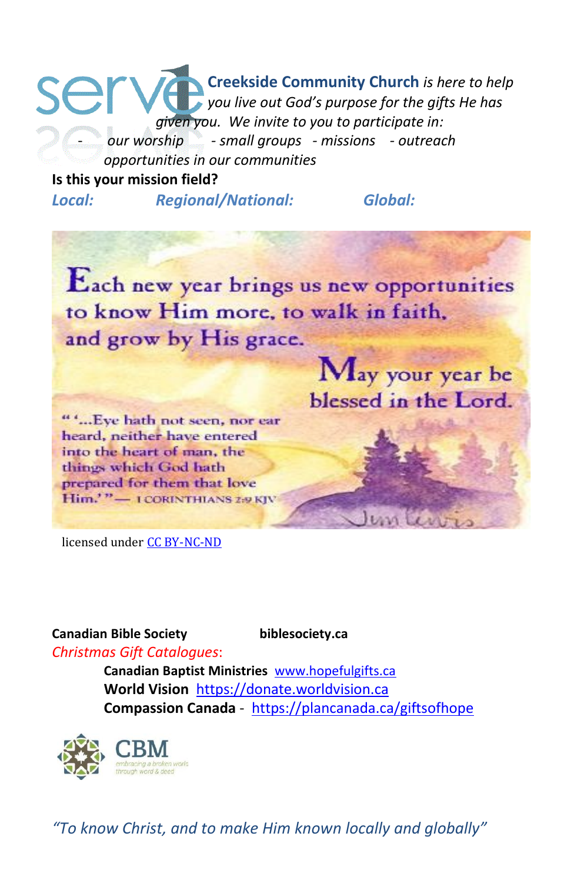serve **Creekside Community Church** *is here to help you live out God's purpose for the gifts He has given you. We invite to you to participate in:*

*- our worship - small groups - missions - outreach opportunities in our communities*

**Is this your mission field?**

***Local:*** ***Regional/National:*** ***Global:***

Each new year brings us new opportunities to know Him more, to walk in faith, and grow by His grace.

May your year be blessed in the Lord.

"'...Eye hath not seen, nor ear heard, neither have entered into the heart of man, the things which God hath prepared for them that love Him.'" — 1 CORINTHIANS 2:9 KJV

Jim Lewis

licensed under [CC BY-NC-ND]

**Canadian Bible Society** **biblesociety.ca**

*Christmas Gift Catalogues*:

**Canadian Baptist Ministries** www.hopefulgifts.ca
**World Vision** https://donate.worldvision.ca
**Compassion Canada** - https://plancanada.ca/giftsofhope

CBM
embracing a broken world through word & deed

*"To know Christ, and to make Him known locally and globally"*